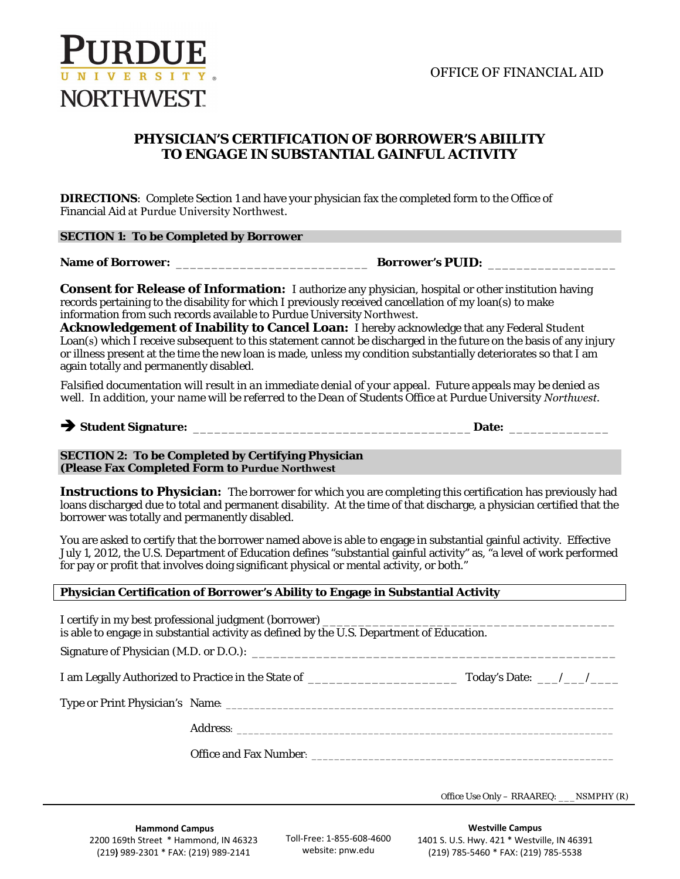PURDUE
UNIVERSITY
NORTHWEST

OFFICE OF FINANCIAL AID

# PHYSICIAN'S CERTIFICATION OF BORROWER'S ABIILITY TO ENGAGE IN SUBSTANTIAL GAINFUL ACTIVITY

**DIRECTIONS**: Complete Section 1 and have your physician fax the completed form to the Office of Financial Aid at Purdue University Northwest.

## SECTION 1: To be Completed by Borrower

**Name of Borrower:** ___________________________ **Borrower's PUID:** _________________

**Consent for Release of Information:** I authorize any physician, hospital or other institution having records pertaining to the disability for which I previously received cancellation of my loan(s) to make information from such records available to Purdue University Northwest.

**Acknowledgement of Inability to Cancel Loan:** I hereby acknowledge that any Federal Student Loan(s) which I receive subsequent to this statement cannot be discharged in the future on the basis of any injury or illness present at the time the new loan is made, unless my condition substantially deteriorates so that I am again totally and permanently disabled.

*Falsified documentation will result in an immediate denial of your appeal. Future appeals may be denied as well. In addition, your name will be referred to the Dean of Students Office at Purdue University Northwest.*

➔ **Student Signature:** ______________________________________ **Date:** ______________

## SECTION 2: To be Completed by Certifying Physician (Please Fax Completed Form to Purdue Northwest

**Instructions to Physician:** The borrower for which you are completing this certification has previously had loans discharged due to total and permanent disability. At the time of that discharge, a physician certified that the borrower was totally and permanently disabled.

You are asked to certify that the borrower named above is able to engage in substantial gainful activity. Effective July 1, 2012, the U.S. Department of Education defines "substantial gainful activity" as, "a level of work performed for pay or profit that involves doing significant physical or mental activity, or both."

### Physician Certification of Borrower's Ability to Engage in Substantial Activity

I certify in my best professional judgment (borrower) ___________________________________________ is able to engage in substantial activity as defined by the U.S. Department of Education.

Signature of Physician (M.D. or D.O.): ____________________________________________________

I am Legally Authorized to Practice in the State of _____________________ Today's Date: ___/___/____

Type or Print Physician's Name: _________________________________________________________

Address: _________________________________________________________

Office and Fax Number: _________________________________________________

Office Use Only – RRAAREQ: ___NSMPHY (R)

**Hammond Campus**
2200 169th Street * Hammond, IN 46323
(219) 989-2301 * FAX: (219) 989-2141

Toll-Free: 1-855-608-4600
website: pnw.edu

**Westville Campus**
1401 S. U.S. Hwy. 421 * Westville, IN 46391
(219) 785-5460 * FAX: (219) 785-5538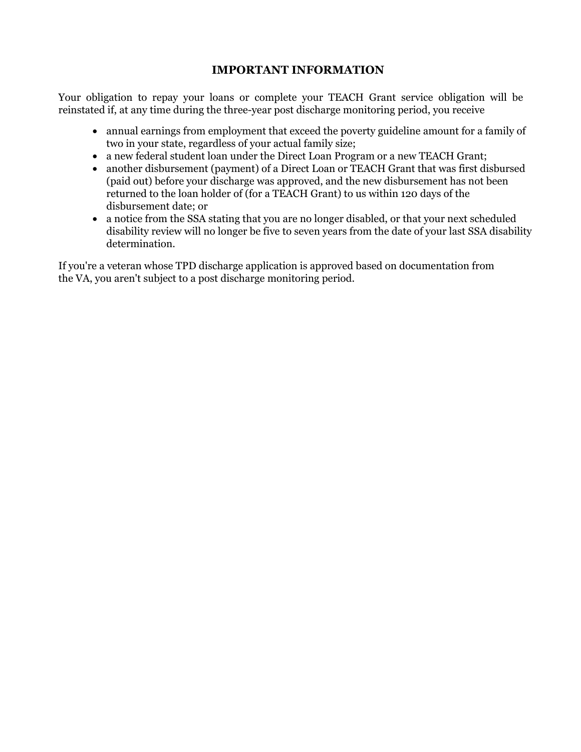## IMPORTANT INFORMATION

Your obligation to repay your loans or complete your TEACH Grant service obligation will be reinstated if, at any time during the three-year post discharge monitoring period, you receive

- annual earnings from employment that exceed the poverty guideline amount for a family of two in your state, regardless of your actual family size;
- a new federal student loan under the Direct Loan Program or a new TEACH Grant;
- another disbursement (payment) of a Direct Loan or TEACH Grant that was first disbursed (paid out) before your discharge was approved, and the new disbursement has not been returned to the loan holder of (for a TEACH Grant) to us within 120 days of the disbursement date; or
- a notice from the SSA stating that you are no longer disabled, or that your next scheduled disability review will no longer be five to seven years from the date of your last SSA disability determination.

If you're a veteran whose TPD discharge application is approved based on documentation from the VA, you aren't subject to a post discharge monitoring period.